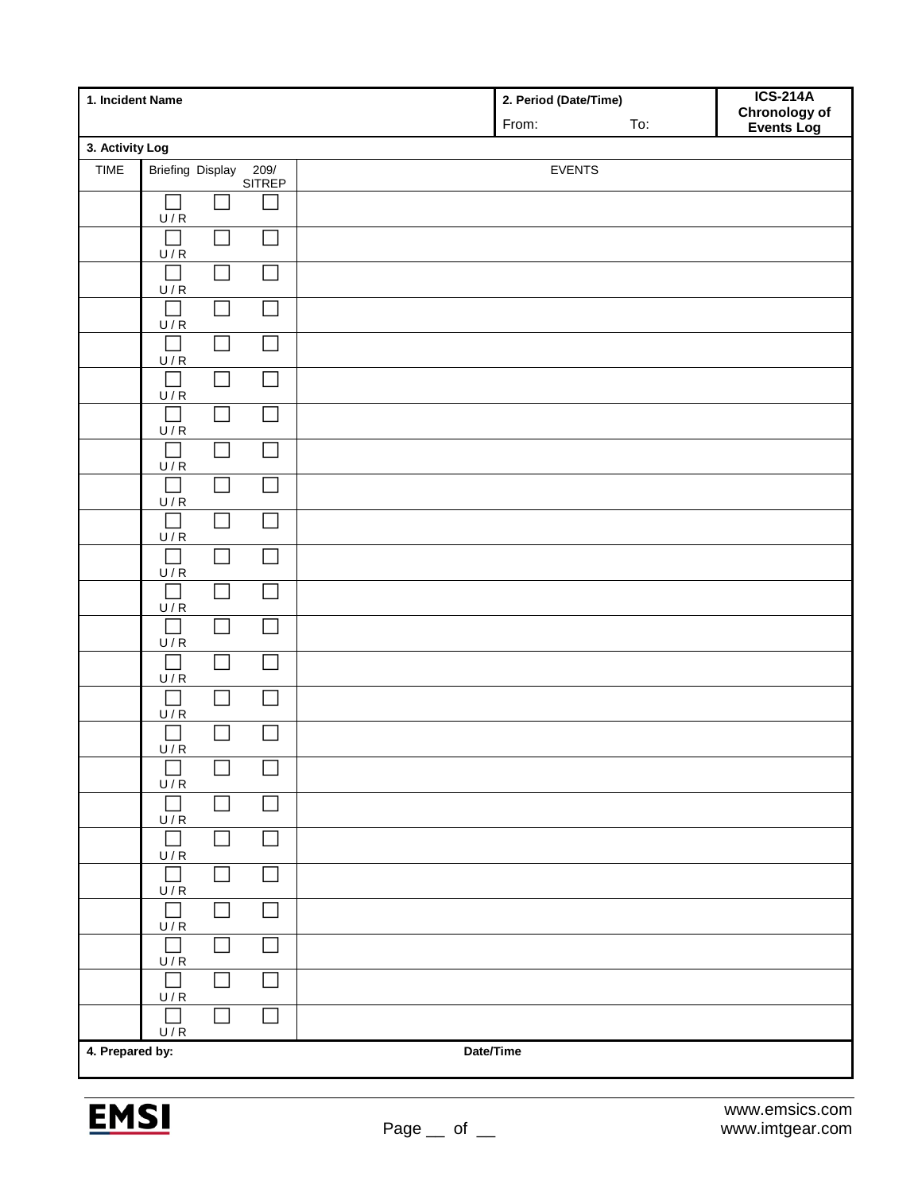| 1. Incident Name | 2. Period (Date/Time) From: To: | ICS-214A Chronology of Events Log |
|---|---|---|

**3. Activity Log**

| TIME | Briefing | Display | 209/ SITREP | EVENTS |
|---|---|---|---|---|
| | ☐ U / R | ☐ | ☐ | |
| | ☐ U / R | ☐ | ☐ | |
| | ☐ U / R | ☐ | ☐ | |
| | ☐ U / R | ☐ | ☐ | |
| | ☐ U / R | ☐ | ☐ | |
| | ☐ U / R | ☐ | ☐ | |
| | ☐ U / R | ☐ | ☐ | |
| | ☐ U / R | ☐ | ☐ | |
| | ☐ U / R | ☐ | ☐ | |
| | ☐ U / R | ☐ | ☐ | |
| | ☐ U / R | ☐ | ☐ | |
| | ☐ U / R | ☐ | ☐ | |
| | ☐ U / R | ☐ | ☐ | |
| | ☐ U / R | ☐ | ☐ | |
| | ☐ U / R | ☐ | ☐ | |
| | ☐ U / R | ☐ | ☐ | |
| | ☐ U / R | ☐ | ☐ | |
| | ☐ U / R | ☐ | ☐ | |
| | ☐ U / R | ☐ | ☐ | |
| | ☐ U / R | ☐ | ☐ | |
| | ☐ U / R | ☐ | ☐ | |
| | ☐ U / R | ☐ | ☐ | |
| | ☐ U / R | ☐ | ☐ | |
| | ☐ U / R | ☐ | ☐ | |

| 4. Prepared by: | Date/Time |
|---|---|

EMSI

Page __ of __

www.emsics.com
www.imtgear.com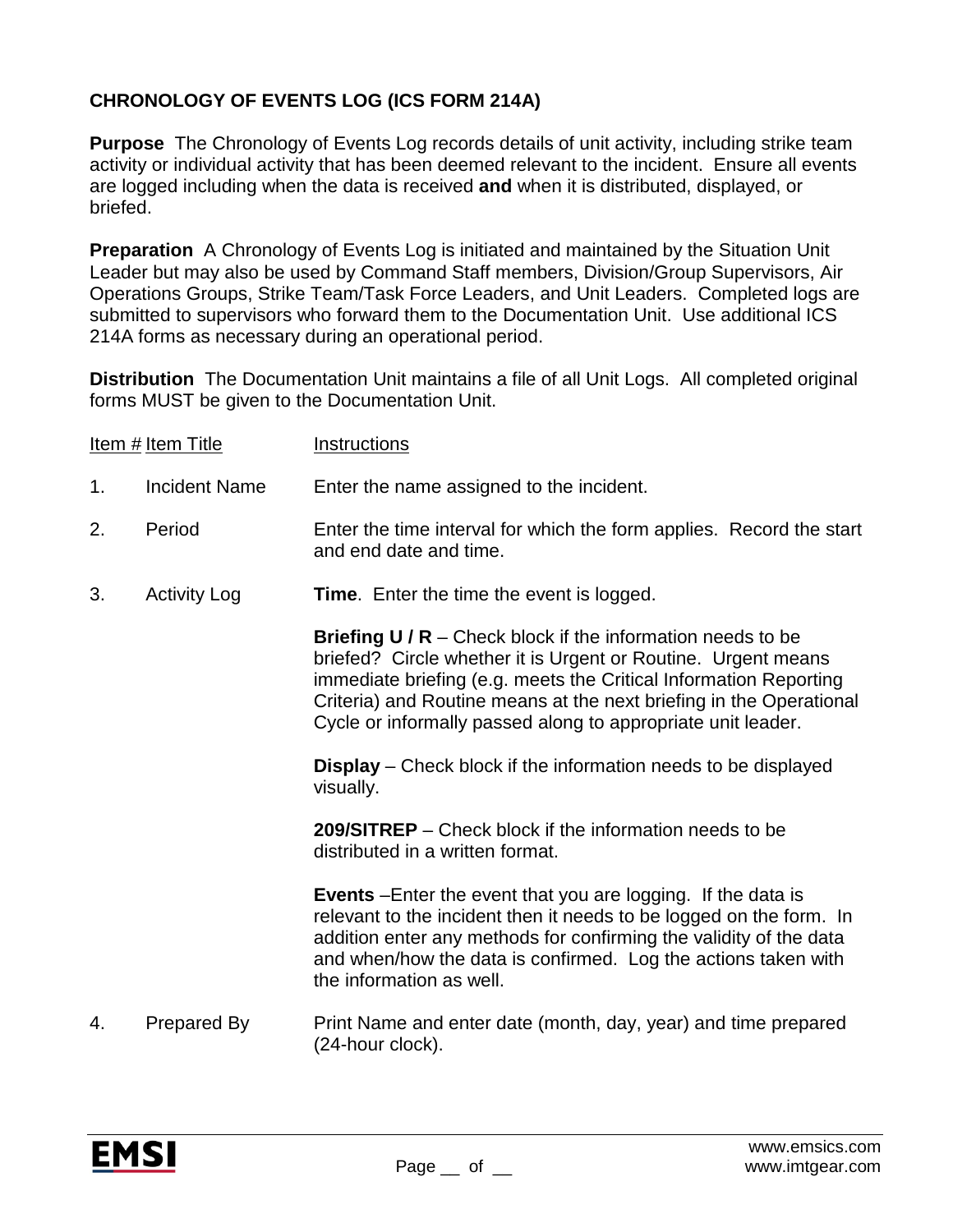**CHRONOLOGY OF EVENTS LOG (ICS FORM 214A)**

**Purpose** The Chronology of Events Log records details of unit activity, including strike team activity or individual activity that has been deemed relevant to the incident. Ensure all events are logged including when the data is received **and** when it is distributed, displayed, or briefed.

**Preparation** A Chronology of Events Log is initiated and maintained by the Situation Unit Leader but may also be used by Command Staff members, Division/Group Supervisors, Air Operations Groups, Strike Team/Task Force Leaders, and Unit Leaders. Completed logs are submitted to supervisors who forward them to the Documentation Unit. Use additional ICS 214A forms as necessary during an operational period.

**Distribution** The Documentation Unit maintains a file of all Unit Logs. All completed original forms MUST be given to the Documentation Unit.

| Item # | Item Title | Instructions |
|---|---|---|
| 1. | Incident Name | Enter the name assigned to the incident. |
| 2. | Period | Enter the time interval for which the form applies. Record the start and end date and time. |
| 3. | Activity Log | **Time**. Enter the time the event is logged.<br><br>**Briefing U / R** – Check block if the information needs to be briefed? Circle whether it is Urgent or Routine. Urgent means immediate briefing (e.g. meets the Critical Information Reporting Criteria) and Routine means at the next briefing in the Operational Cycle or informally passed along to appropriate unit leader.<br><br>**Display** – Check block if the information needs to be displayed visually.<br><br>**209/SITREP** – Check block if the information needs to be distributed in a written format.<br><br>**Events** –Enter the event that you are logging. If the data is relevant to the incident then it needs to be logged on the form. In addition enter any methods for confirming the validity of the data and when/how the data is confirmed. Log the actions taken with the information as well. |
| 4. | Prepared By | Print Name and enter date (month, day, year) and time prepared (24-hour clock). |

EMSI

www.emsics.com
www.imtgear.com